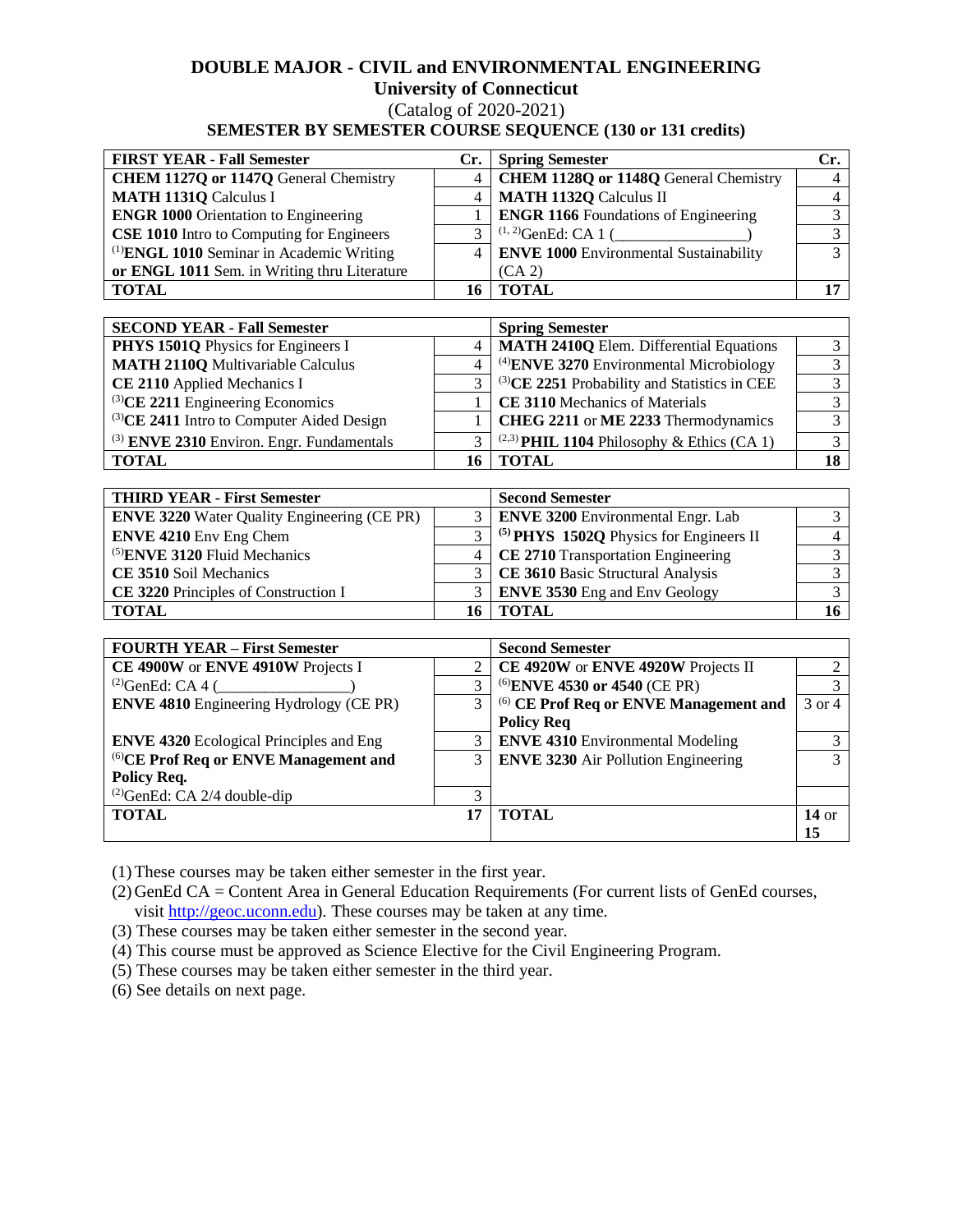# DOUBLE MAJOR - CIVIL and ENVIRONMENTAL ENGINEERING

## University of Connecticut

(Catalog of 2020-2021)

### SEMESTER BY SEMESTER COURSE SEQUENCE (130 or 131 credits)

| FIRST YEAR - Fall Semester | Cr. | Spring Semester | Cr. |
|---|---|---|---|
| **CHEM 1127Q or 1147Q** General Chemistry | 4 | **CHEM 1128Q or 1148Q** General Chemistry | 4 |
| **MATH 1131Q** Calculus I | 4 | **MATH 1132Q** Calculus II | 4 |
| **ENGR 1000** Orientation to Engineering | 1 | **ENGR 1166** Foundations of Engineering | 3 |
| **CSE 1010** Intro to Computing for Engineers | 3 | (1, 2)GenEd: CA 1 (_________________) | 3 |
| (1)**ENGL 1010** Seminar in Academic Writing **or ENGL 1011** Sem. in Writing thru Literature | 4 | **ENVE 1000** Environmental Sustainability (CA 2) | 3 |
| **TOTAL** | **16** | **TOTAL** | **17** |

| SECOND YEAR - Fall Semester | | Spring Semester | |
|---|---|---|---|
| **PHYS 1501Q** Physics for Engineers I | 4 | **MATH 2410Q** Elem. Differential Equations | 3 |
| **MATH 2110Q** Multivariable Calculus | 4 | (4)**ENVE 3270** Environmental Microbiology | 3 |
| **CE 2110** Applied Mechanics I | 3 | (3)**CE 2251** Probability and Statistics in CEE | 3 |
| (3)**CE 2211** Engineering Economics | 1 | **CE 3110** Mechanics of Materials | 3 |
| (3)**CE 2411** Intro to Computer Aided Design | 1 | **CHEG 2211** or **ME 2233** Thermodynamics | 3 |
| (3) **ENVE 2310** Environ. Engr. Fundamentals | 3 | (2,3) **PHIL 1104** Philosophy & Ethics (CA 1) | 3 |
| **TOTAL** | **16** | **TOTAL** | **18** |

| THIRD YEAR - First Semester | | Second Semester | |
|---|---|---|---|
| **ENVE 3220** Water Quality Engineering (CE PR) | 3 | **ENVE 3200** Environmental Engr. Lab | 3 |
| **ENVE 4210** Env Eng Chem | 3 | (5) **PHYS 1502Q** Physics for Engineers II | 4 |
| (5)**ENVE 3120** Fluid Mechanics | 4 | **CE 2710** Transportation Engineering | 3 |
| **CE 3510** Soil Mechanics | 3 | **CE 3610** Basic Structural Analysis | 3 |
| **CE 3220** Principles of Construction I | 3 | **ENVE 3530** Eng and Env Geology | 3 |
| **TOTAL** | **16** | **TOTAL** | **16** |

| FOURTH YEAR – First Semester | | Second Semester | |
|---|---|---|---|
| **CE 4900W** or **ENVE 4910W** Projects I | 2 | **CE 4920W** or **ENVE 4920W** Projects II | 2 |
| (2)GenEd: CA 4 (_________________) | 3 | (6)**ENVE 4530 or 4540** (CE PR) | 3 |
| **ENVE 4810** Engineering Hydrology (CE PR) | 3 | (6) **CE Prof Req or ENVE Management and Policy Req** | 3 or 4 |
| **ENVE 4320** Ecological Principles and Eng | 3 | **ENVE 4310** Environmental Modeling | 3 |
| (6)**CE Prof Req or ENVE Management and Policy Req.** | 3 | **ENVE 3230** Air Pollution Engineering | 3 |
| (2)GenEd: CA 2/4 double-dip | 3 | | |
| **TOTAL** | **17** | **TOTAL** | **14** or **15** |

(1) These courses may be taken either semester in the first year.

(2) GenEd CA = Content Area in General Education Requirements (For current lists of GenEd courses, visit http://geoc.uconn.edu). These courses may be taken at any time.

(3) These courses may be taken either semester in the second year.

(4) This course must be approved as Science Elective for the Civil Engineering Program.

(5) These courses may be taken either semester in the third year.

(6) See details on next page.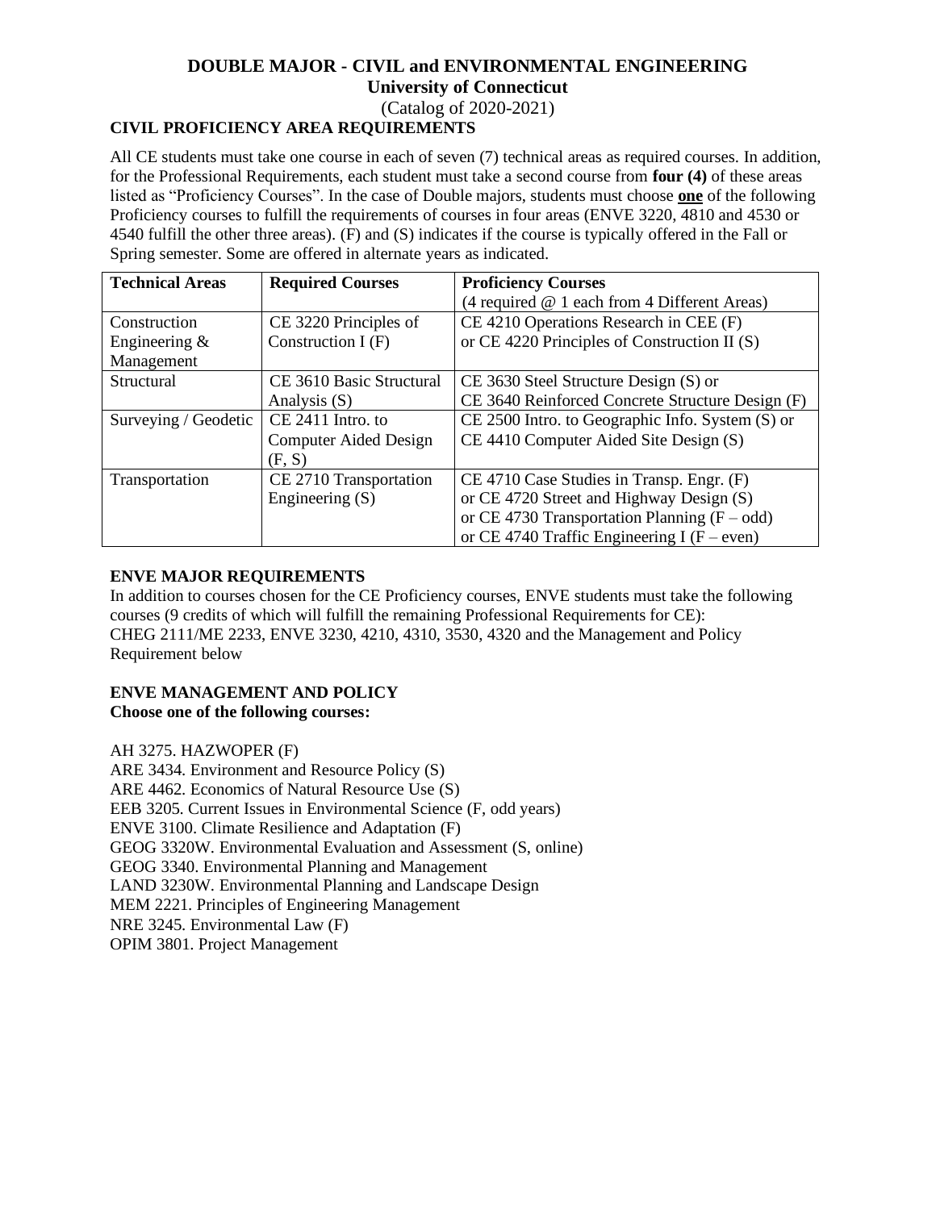# DOUBLE MAJOR - CIVIL and ENVIRONMENTAL ENGINEERING
## University of Connecticut
(Catalog of 2020-2021)

### CIVIL PROFICIENCY AREA REQUIREMENTS

All CE students must take one course in each of seven (7) technical areas as required courses. In addition, for the Professional Requirements, each student must take a second course from **four (4)** of these areas listed as "Proficiency Courses". In the case of Double majors, students must choose **one** of the following Proficiency courses to fulfill the requirements of courses in four areas (ENVE 3220, 4810 and 4530 or 4540 fulfill the other three areas). (F) and (S) indicates if the course is typically offered in the Fall or Spring semester. Some are offered in alternate years as indicated.

| **Technical Areas** | **Required Courses** | **Proficiency Courses** (4 required @ 1 each from 4 Different Areas) |
|---|---|---|
| Construction Engineering & Management | CE 3220 Principles of Construction I (F) | CE 4210 Operations Research in CEE (F) or CE 4220 Principles of Construction II (S) |
| Structural | CE 3610 Basic Structural Analysis (S) | CE 3630 Steel Structure Design (S) or CE 3640 Reinforced Concrete Structure Design (F) |
| Surveying / Geodetic | CE 2411 Intro. to Computer Aided Design (F, S) | CE 2500 Intro. to Geographic Info. System (S) or CE 4410 Computer Aided Site Design (S) |
| Transportation | CE 2710 Transportation Engineering (S) | CE 4710 Case Studies in Transp. Engr. (F) or CE 4720 Street and Highway Design (S) or CE 4730 Transportation Planning (F – odd) or CE 4740 Traffic Engineering I (F – even) |

### ENVE MAJOR REQUIREMENTS

In addition to courses chosen for the CE Proficiency courses, ENVE students must take the following courses (9 credits of which will fulfill the remaining Professional Requirements for CE): CHEG 2111/ME 2233, ENVE 3230, 4210, 4310, 3530, 4320 and the Management and Policy Requirement below

### ENVE MANAGEMENT AND POLICY
**Choose one of the following courses:**

AH 3275. HAZWOPER (F)
ARE 3434. Environment and Resource Policy (S)
ARE 4462. Economics of Natural Resource Use (S)
EEB 3205. Current Issues in Environmental Science (F, odd years)
ENVE 3100. Climate Resilience and Adaptation (F)
GEOG 3320W. Environmental Evaluation and Assessment (S, online)
GEOG 3340. Environmental Planning and Management
LAND 3230W. Environmental Planning and Landscape Design
MEM 2221. Principles of Engineering Management
NRE 3245. Environmental Law (F)
OPIM 3801. Project Management